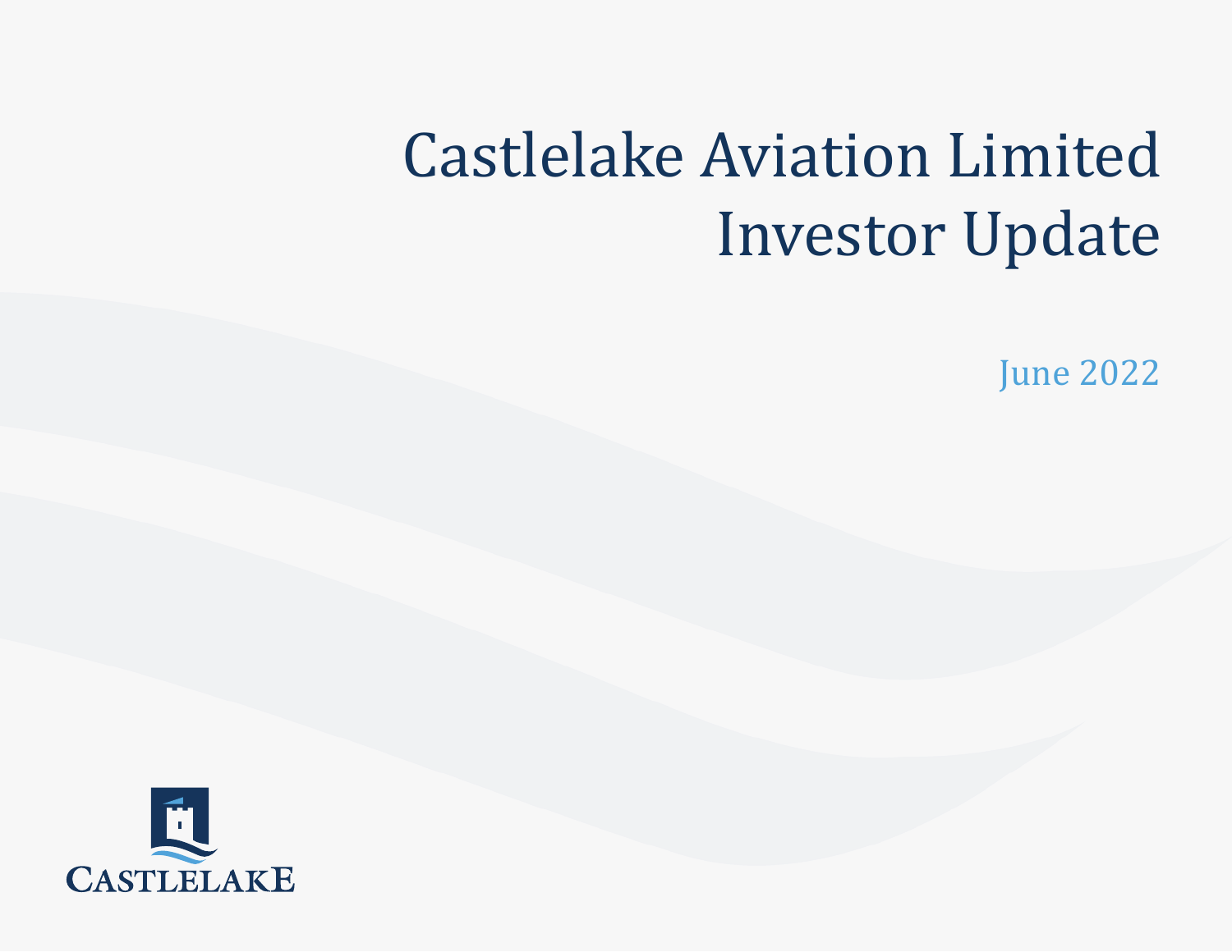# Castlelake Aviation Limited Investor Update

June 2022

CASTLELAKE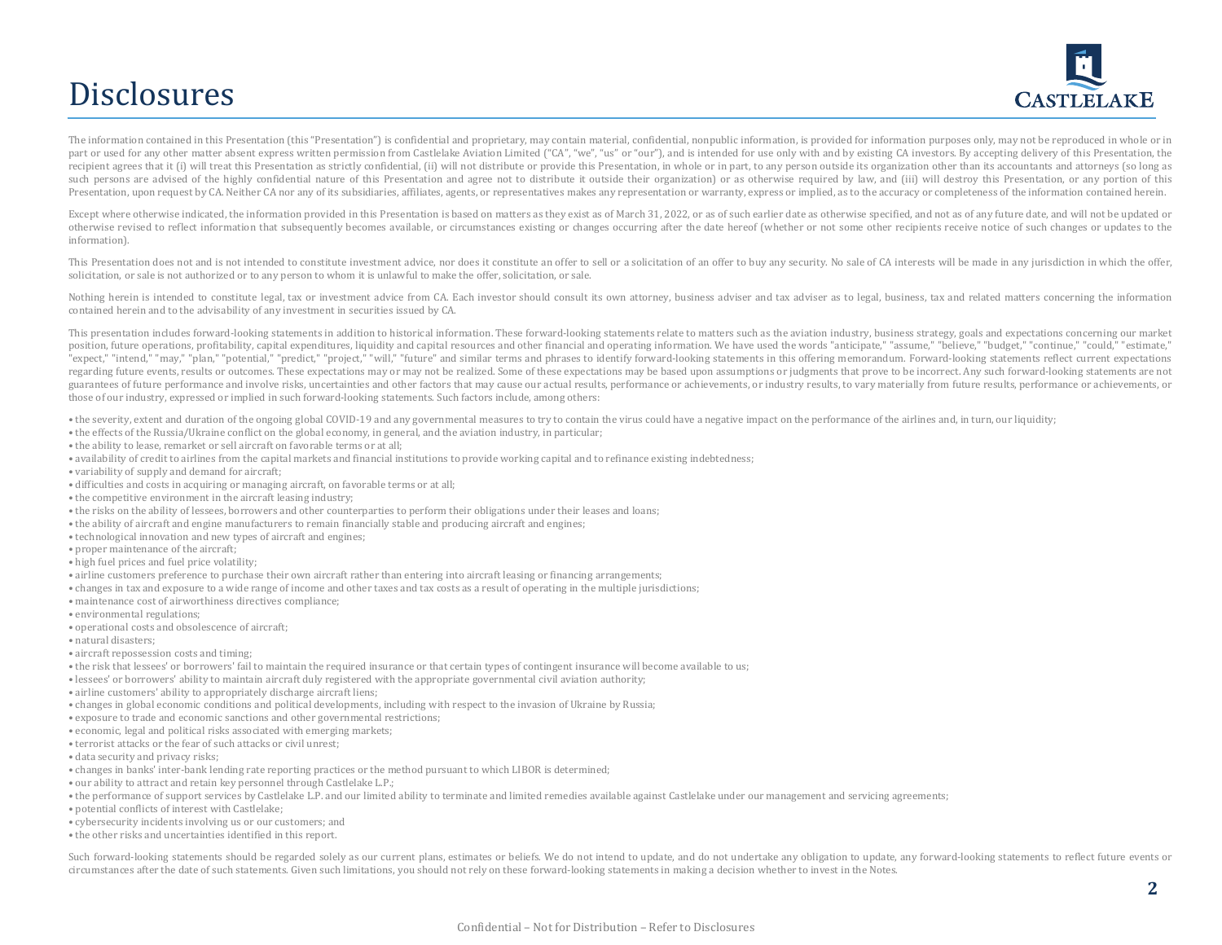# Disclosures

The information contained in this Presentation (this "Presentation") is confidential and proprietary, may contain material, confidential, nonpublic information, is provided for information purposes only, may not be reproduced in whole or in part or used for any other matter absent express written permission from Castlelake Aviation Limited ("CA", "we", "us" or "our"), and is intended for use only with and by existing CA investors. By accepting delivery of this Presentation, the recipient agrees that it (i) will treat this Presentation as strictly confidential, (ii) will not distribute or provide this Presentation, in whole or in part, to any person outside its organization other than its accountants and attorneys (so long as such persons are advised of the highly confidential nature of this Presentation and agree not to distribute it outside their organization) or as otherwise required by law, and (iii) will destroy this Presentation, or any portion of this Presentation, upon request by CA. Neither CA nor any of its subsidiaries, affiliates, agents, or representatives makes any representation or warranty, express or implied, as to the accuracy or completeness of the information contained herein.

Except where otherwise indicated, the information provided in this Presentation is based on matters as they exist as of March 31, 2022, or as of such earlier date as otherwise specified, and not as of any future date, and will not be updated or otherwise revised to reflect information that subsequently becomes available, or circumstances existing or changes occurring after the date hereof (whether or not some other recipients receive notice of such changes or updates to the information).

This Presentation does not and is not intended to constitute investment advice, nor does it constitute an offer to sell or a solicitation of an offer to buy any security. No sale of CA interests will be made in any jurisdiction in which the offer, solicitation, or sale is not authorized or to any person to whom it is unlawful to make the offer, solicitation, or sale.

Nothing herein is intended to constitute legal, tax or investment advice from CA. Each investor should consult its own attorney, business adviser and tax adviser as to legal, business, tax and related matters concerning the information contained herein and to the advisability of any investment in securities issued by CA.

This presentation includes forward-looking statements in addition to historical information. These forward-looking statements relate to matters such as the aviation industry, business strategy, goals and expectations concerning our market position, future operations, profitability, capital expenditures, liquidity and capital resources and other financial and operating information. We have used the words "anticipate," "assume," "believe," "budget," "continue," "could," "estimate," "expect," "intend," "may," "plan," "potential," "predict," "project," "will," "future" and similar terms and phrases to identify forward-looking statements in this offering memorandum. Forward-looking statements reflect current expectations regarding future events, results or outcomes. These expectations may or may not be realized. Some of these expectations may be based upon assumptions or judgments that prove to be incorrect. Any such forward-looking statements are not guarantees of future performance and involve risks, uncertainties and other factors that may cause our actual results, performance or achievements, or industry results, to vary materially from future results, performance or achievements, or those of our industry, expressed or implied in such forward-looking statements. Such factors include, among others:

- the severity, extent and duration of the ongoing global COVID-19 and any governmental measures to try to contain the virus could have a negative impact on the performance of the airlines and, in turn, our liquidity;
- the effects of the Russia/Ukraine conflict on the global economy, in general, and the aviation industry, in particular;
- the ability to lease, remarket or sell aircraft on favorable terms or at all;
- availability of credit to airlines from the capital markets and financial institutions to provide working capital and to refinance existing indebtedness;
- variability of supply and demand for aircraft;
- difficulties and costs in acquiring or managing aircraft, on favorable terms or at all;
- the competitive environment in the aircraft leasing industry;
- the risks on the ability of lessees, borrowers and other counterparties to perform their obligations under their leases and loans;
- the ability of aircraft and engine manufacturers to remain financially stable and producing aircraft and engines;
- technological innovation and new types of aircraft and engines;
- proper maintenance of the aircraft;
- high fuel prices and fuel price volatility;
- airline customers preference to purchase their own aircraft rather than entering into aircraft leasing or financing arrangements;
- changes in tax and exposure to a wide range of income and other taxes and tax costs as a result of operating in the multiple jurisdictions;
- maintenance cost of airworthiness directives compliance;
- environmental regulations;
- operational costs and obsolescence of aircraft;
- natural disasters;
- aircraft repossession costs and timing;
- the risk that lessees' or borrowers' fail to maintain the required insurance or that certain types of contingent insurance will become available to us;
- lessees' or borrowers' ability to maintain aircraft duly registered with the appropriate governmental civil aviation authority;
- airline customers' ability to appropriately discharge aircraft liens;
- changes in global economic conditions and political developments, including with respect to the invasion of Ukraine by Russia;
- exposure to trade and economic sanctions and other governmental restrictions;
- economic, legal and political risks associated with emerging markets;
- terrorist attacks or the fear of such attacks or civil unrest;
- data security and privacy risks;
- changes in banks' inter-bank lending rate reporting practices or the method pursuant to which LIBOR is determined;
- our ability to attract and retain key personnel through Castlelake L.P.;
- the performance of support services by Castlelake L.P. and our limited ability to terminate and limited remedies available against Castlelake under our management and servicing agreements;
- potential conflicts of interest with Castlelake;
- cybersecurity incidents involving us or our customers; and
- the other risks and uncertainties identified in this report.

Such forward-looking statements should be regarded solely as our current plans, estimates or beliefs. We do not intend to update, and do not undertake any obligation to update, any forward-looking statements to reflect future events or circumstances after the date of such statements. Given such limitations, you should not rely on these forward-looking statements in making a decision whether to invest in the Notes.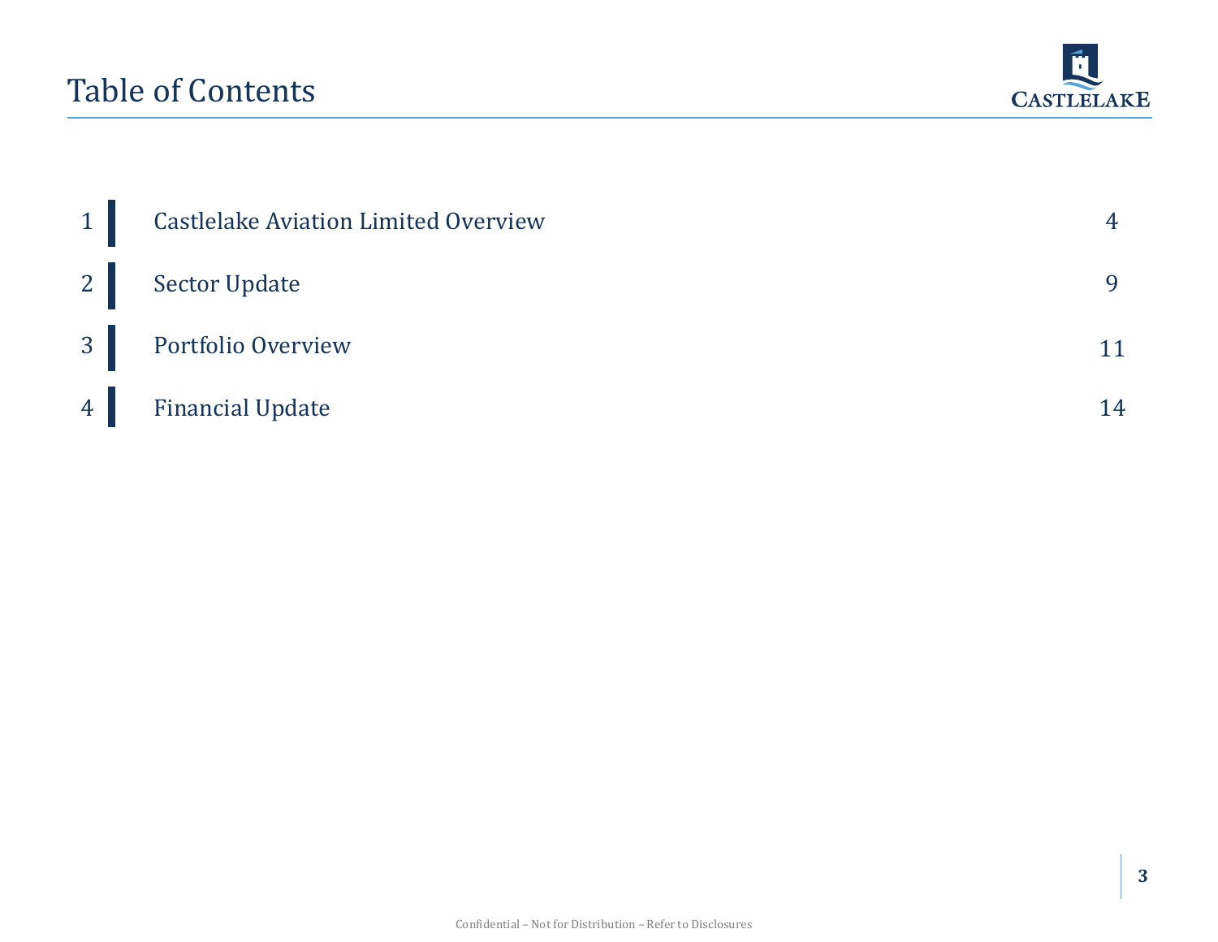# Table of Contents

| | | |
|---|---|---|
| 1 | Castlelake Aviation Limited Overview | 4 |
| 2 | Sector Update | 9 |
| 3 | Portfolio Overview | 11 |
| 4 | Financial Update | 14 |

Confidential – Not for Distribution – Refer to Disclosures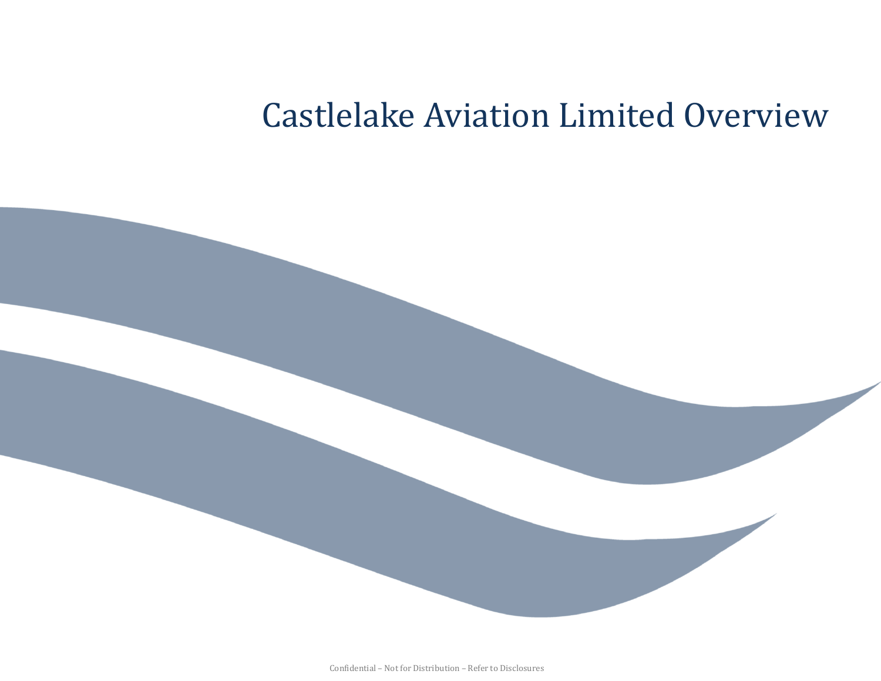# Castlelake Aviation Limited Overview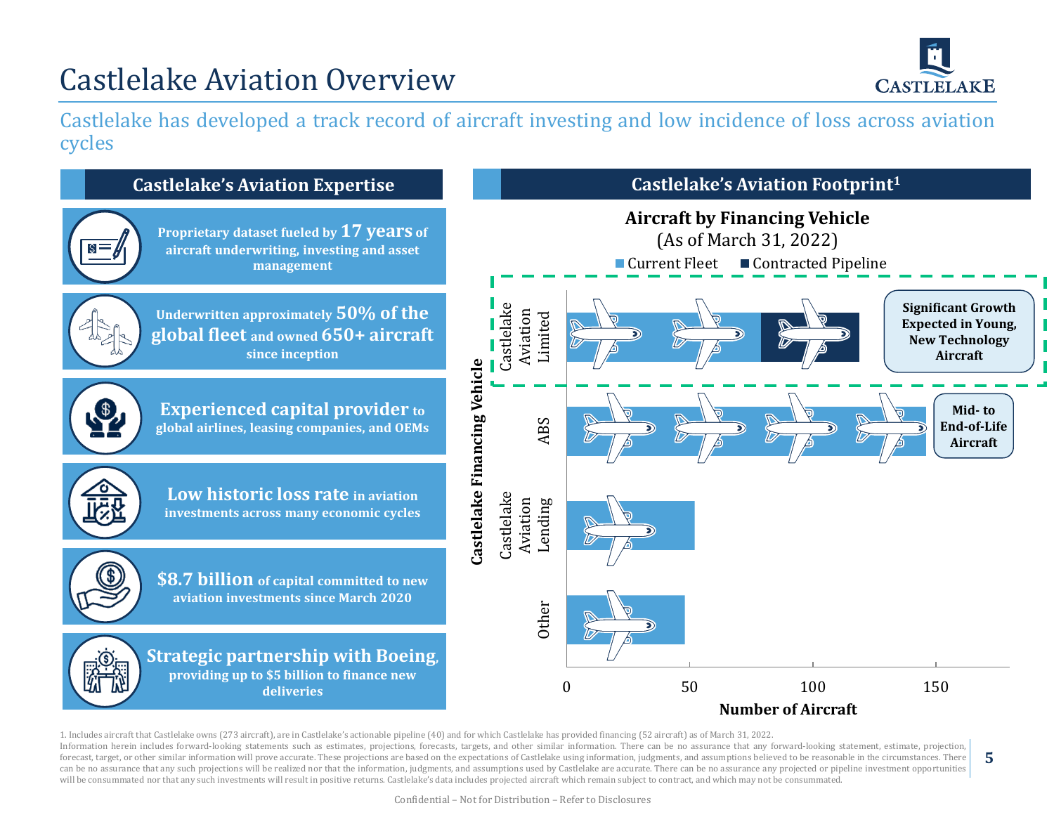# Castlelake Aviation Overview

Castlelake has developed a track record of aircraft investing and low incidence of loss across aviation cycles

## Castlelake's Aviation Expertise

- **Proprietary dataset fueled by 17 years of aircraft underwriting, investing and asset management**
- **Underwritten approximately 50% of the global fleet and owned 650+ aircraft since inception**
- **Experienced capital provider to global airlines, leasing companies, and OEMs**
- **Low historic loss rate in aviation investments across many economic cycles**
- **$8.7 billion of capital committed to new aviation investments since March 2020**
- **Strategic partnership with Boeing, providing up to $5 billion to finance new deliveries**

## Castlelake's Aviation Footprint[1]

**Aircraft by Financing Vehicle**
(As of March 31, 2022)

Legend: Current Fleet, Contracted Pipeline

Y-axis: **Castlelake Financing Vehicle**; X-axis: **Number of Aircraft** (0, 50, 100, 150)

| Castlelake Financing Vehicle | Current Fleet (approx.) | Contracted Pipeline (approx.) | Note |
| --- | --- | --- | --- |
| Castlelake Aviation Limited | ~79 | ~40 | Significant Growth Expected in Young, New Technology Aircraft |
| ABS | ~146 | | Mid- to End-of-Life Aircraft |
| Castlelake Aviation Lending | ~52 | | |
| Other | ~48 | | |

1. Includes aircraft that Castlelake owns (273 aircraft), are in Castlelake's actionable pipeline (40) and for which Castlelake has provided financing (52 aircraft) as of March 31, 2022.

Information herein includes forward-looking statements such as estimates, projections, forecasts, targets, and other similar information. There can be no assurance that any forward-looking statement, estimate, projection, forecast, target, or other similar information will prove accurate. These projections are based on the expectations of Castlelake using information, judgments, and assumptions believed to be reasonable in the circumstances. There can be no assurance that any such projections will be realized nor that the information, judgments, and assumptions used by Castlelake are accurate. There can be no assurance any projected or pipeline investment opportunities will be consummated nor that any such investments will result in positive returns. Castlelake's data includes projected aircraft which remain subject to contract, and which may not be consummated.

Confidential – Not for Distribution – Refer to Disclosures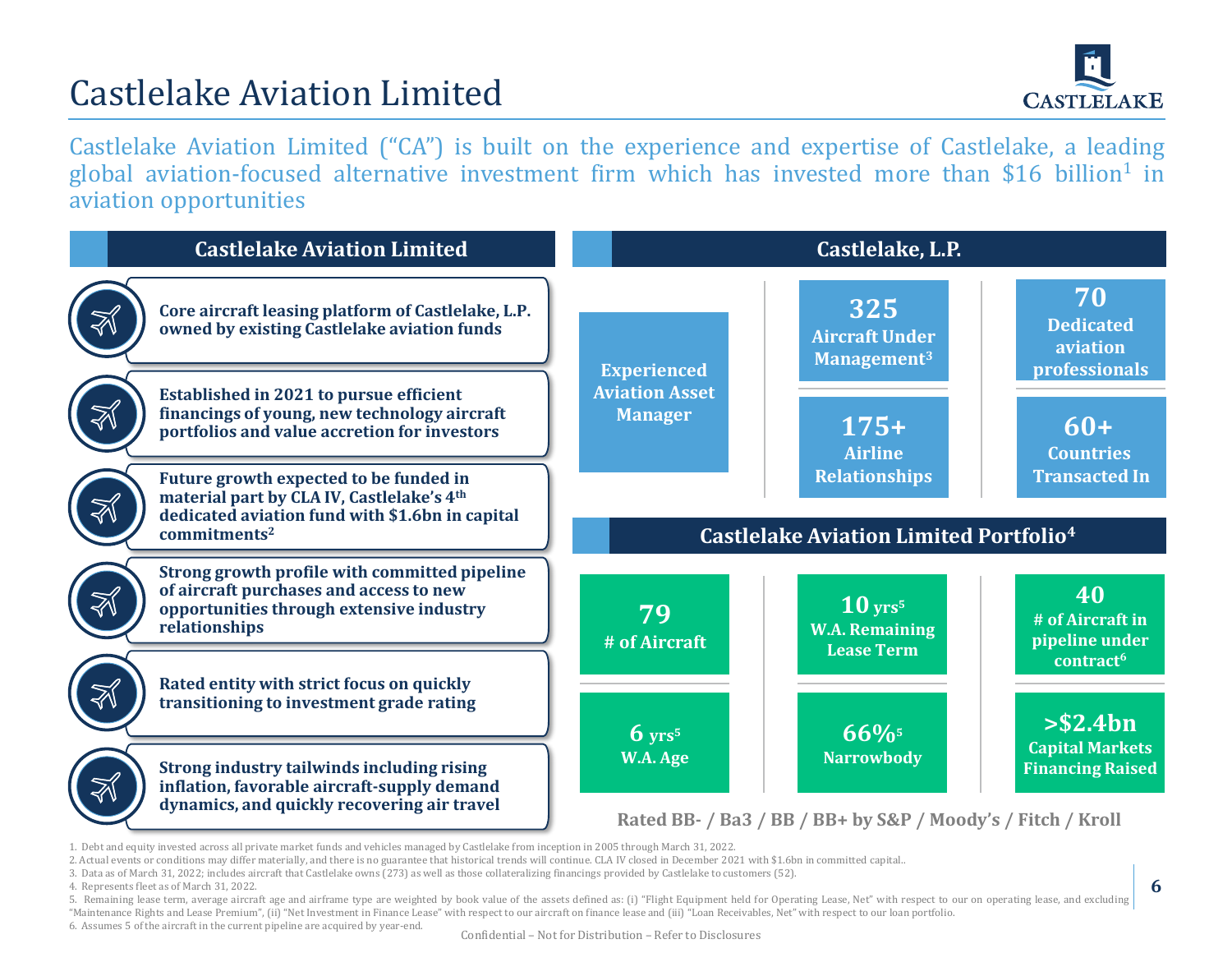# Castlelake Aviation Limited

Castlelake Aviation Limited ("CA") is built on the experience and expertise of Castlelake, a leading global aviation-focused alternative investment firm which has invested more than $16 billion[1] in aviation opportunities

## Castlelake Aviation Limited

- **Core aircraft leasing platform of Castlelake, L.P. owned by existing Castlelake aviation funds**
- **Established in 2021 to pursue efficient financings of young, new technology aircraft portfolios and value accretion for investors**
- **Future growth expected to be funded in material part by CLA IV, Castlelake's 4th dedicated aviation fund with $1.6bn in capital commitments[2]**
- **Strong growth profile with committed pipeline of aircraft purchases and access to new opportunities through extensive industry relationships**
- **Rated entity with strict focus on quickly transitioning to investment grade rating**
- **Strong industry tailwinds including rising inflation, favorable aircraft-supply demand dynamics, and quickly recovering air travel**

## Castlelake, L.P.

**Experienced Aviation Asset Manager**

- **325** Aircraft Under Management[3]
- **70** Dedicated aviation professionals
- **175+** Airline Relationships
- **60+** Countries Transacted In

## Castlelake Aviation Limited Portfolio[4]

- **79** # of Aircraft
- **10 yrs[5]** W.A. Remaining Lease Term
- **40** # of Aircraft in pipeline under contract[6]
- **6 yrs[5]** W.A. Age
- **66%[5]** Narrowbody
- **>$2.4bn** Capital Markets Financing Raised

**Rated BB- / Ba3 / BB / BB+ by S&P / Moody's / Fitch / Kroll**

1. Debt and equity invested across all private market funds and vehicles managed by Castlelake from inception in 2005 through March 31, 2022.
2. Actual events or conditions may differ materially, and there is no guarantee that historical trends will continue. CLA IV closed in December 2021 with $1.6bn in committed capital..
3. Data as of March 31, 2022; includes aircraft that Castlelake owns (273) as well as those collateralizing financings provided by Castlelake to customers (52).
4. Represents fleet as of March 31, 2022.
5. Remaining lease term, average aircraft age and airframe type are weighted by book value of the assets defined as: (i) "Flight Equipment held for Operating Lease, Net" with respect to our on operating lease, and excluding "Maintenance Rights and Lease Premium", (ii) "Net Investment in Finance Lease" with respect to our aircraft on finance lease and (iii) "Loan Receivables, Net" with respect to our loan portfolio.
6. Assumes 5 of the aircraft in the current pipeline are acquired by year-end.

Confidential – Not for Distribution – Refer to Disclosures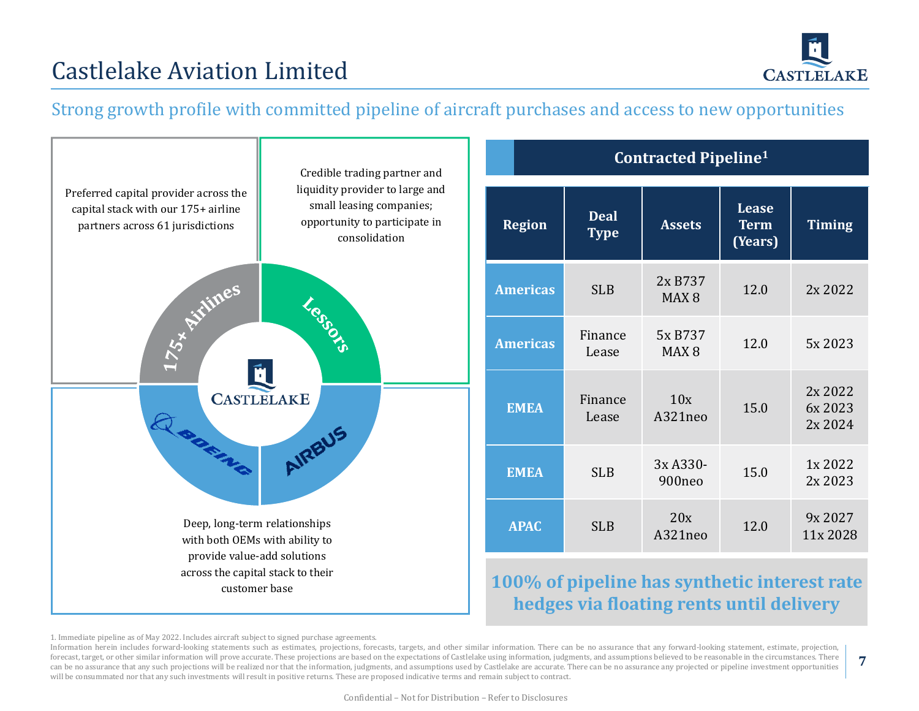# Castlelake Aviation Limited

## Strong growth profile with committed pipeline of aircraft purchases and access to new opportunities

Preferred capital provider across the capital stack with our 175+ airline partners across 61 jurisdictions

Credible trading partner and liquidity provider to large and small leasing companies; opportunity to participate in consolidation

175+ Airlines

Lessors

CASTLELAKE

BOEING

AIRBUS

Deep, long-term relationships with both OEMs with ability to provide value-add solutions across the capital stack to their customer base

### Contracted Pipeline[1]

| Region | Deal Type | Assets | Lease Term (Years) | Timing |
|---|---|---|---|---|
| Americas | SLB | 2x B737 MAX 8 | 12.0 | 2x 2022 |
| Americas | Finance Lease | 5x B737 MAX 8 | 12.0 | 5x 2023 |
| EMEA | Finance Lease | 10x A321neo | 15.0 | 2x 2022<br>6x 2023<br>2x 2024 |
| EMEA | SLB | 3x A330-900neo | 15.0 | 1x 2022<br>2x 2023 |
| APAC | SLB | 20x A321neo | 12.0 | 9x 2027<br>11x 2028 |

**100% of pipeline has synthetic interest rate hedges via floating rents until delivery**

1. Immediate pipeline as of May 2022. Includes aircraft subject to signed purchase agreements.

Information herein includes forward-looking statements such as estimates, projections, forecasts, targets, and other similar information. There can be no assurance that any forward-looking statement, estimate, projection, forecast, target, or other similar information will prove accurate. These projections are based on the expectations of Castlelake using information, judgments, and assumptions believed to be reasonable in the circumstances. There can be no assurance that any such projections will be realized nor that the information, judgments, and assumptions used by Castlelake are accurate. There can be no assurance any projected or pipeline investment opportunities will be consummated nor that any such investments will result in positive returns. These are proposed indicative terms and remain subject to contract.

Confidential – Not for Distribution – Refer to Disclosures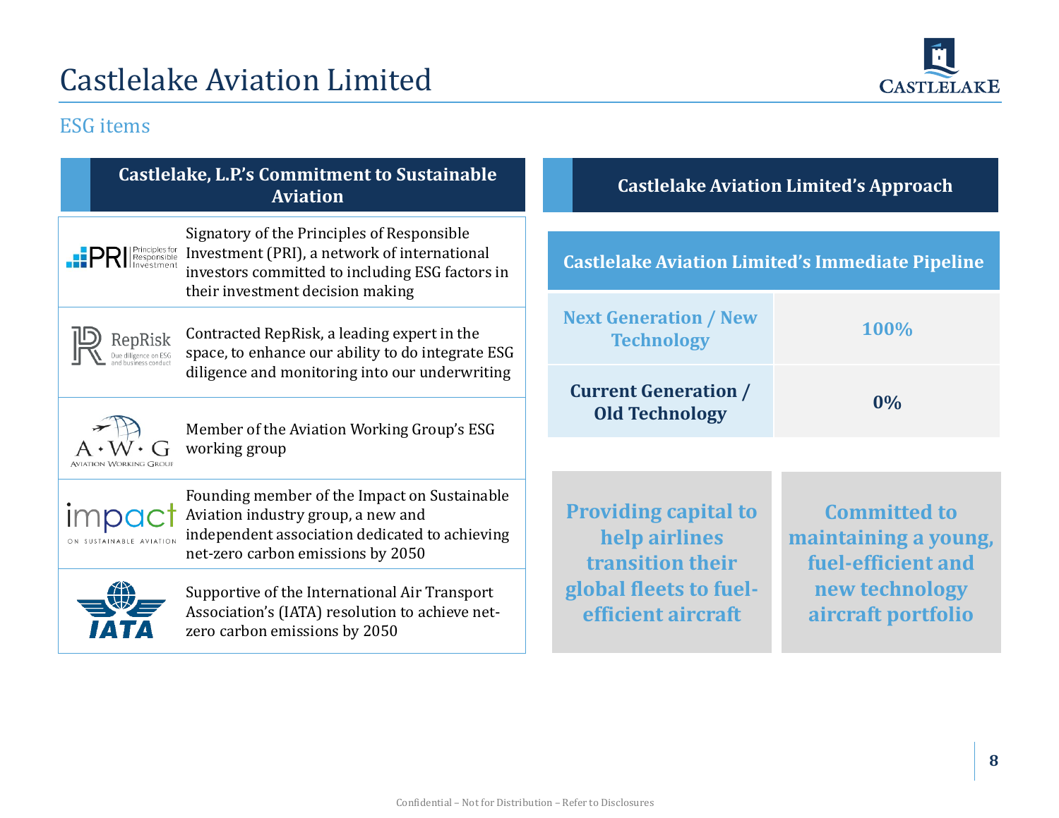# Castlelake Aviation Limited

## ESG items

### Castlelake, L.P.'s Commitment to Sustainable Aviation

- **PRI (Principles for Responsible Investment):** Signatory of the Principles of Responsible Investment (PRI), a network of international investors committed to including ESG factors in their investment decision making
- **RepRisk (Due diligence on ESG and business conduct):** Contracted RepRisk, a leading expert in the space, to enhance our ability to do integrate ESG diligence and monitoring into our underwriting
- **A·W·G (Aviation Working Group):** Member of the Aviation Working Group's ESG working group
- **impact (on sustainable aviation):** Founding member of the Impact on Sustainable Aviation industry group, a new and independent association dedicated to achieving net-zero carbon emissions by 2050
- **IATA:** Supportive of the International Air Transport Association's (IATA) resolution to achieve net-zero carbon emissions by 2050

### Castlelake Aviation Limited's Approach

| Castlelake Aviation Limited's Immediate Pipeline | |
|---|---|
| Next Generation / New Technology | 100% |
| Current Generation / Old Technology | 0% |

**Providing capital to help airlines transition their global fleets to fuel-efficient aircraft**

**Committed to maintaining a young, fuel-efficient and new technology aircraft portfolio**

Confidential – Not for Distribution – Refer to Disclosures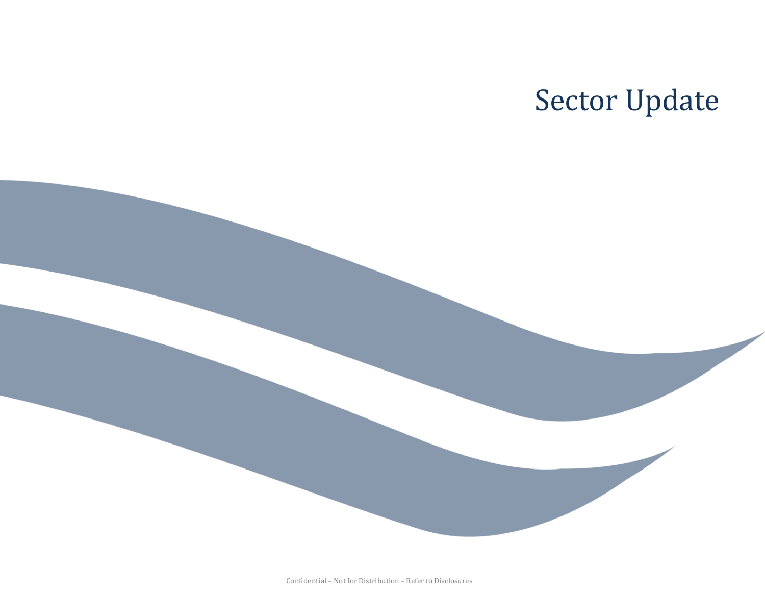# Sector Update

Confidential – Not for Distribution – Refer to Disclosures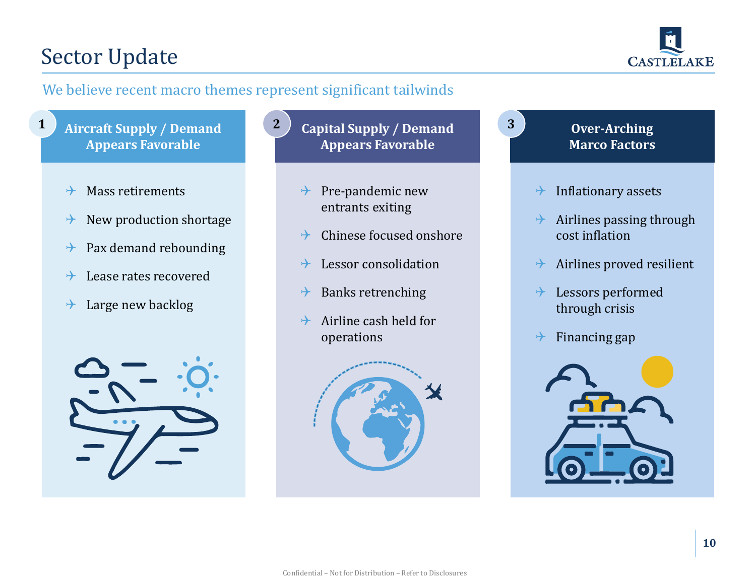# Sector Update

We believe recent macro themes represent significant tailwinds

## 1 Aircraft Supply / Demand Appears Favorable

- Mass retirements
- New production shortage
- Pax demand rebounding
- Lease rates recovered
- Large new backlog

## 2 Capital Supply / Demand Appears Favorable

- Pre-pandemic new entrants exiting
- Chinese focused onshore
- Lessor consolidation
- Banks retrenching
- Airline cash held for operations

## 3 Over-Arching Marco Factors

- Inflationary assets
- Airlines passing through cost inflation
- Airlines proved resilient
- Lessors performed through crisis
- Financing gap

Confidential – Not for Distribution – Refer to Disclosures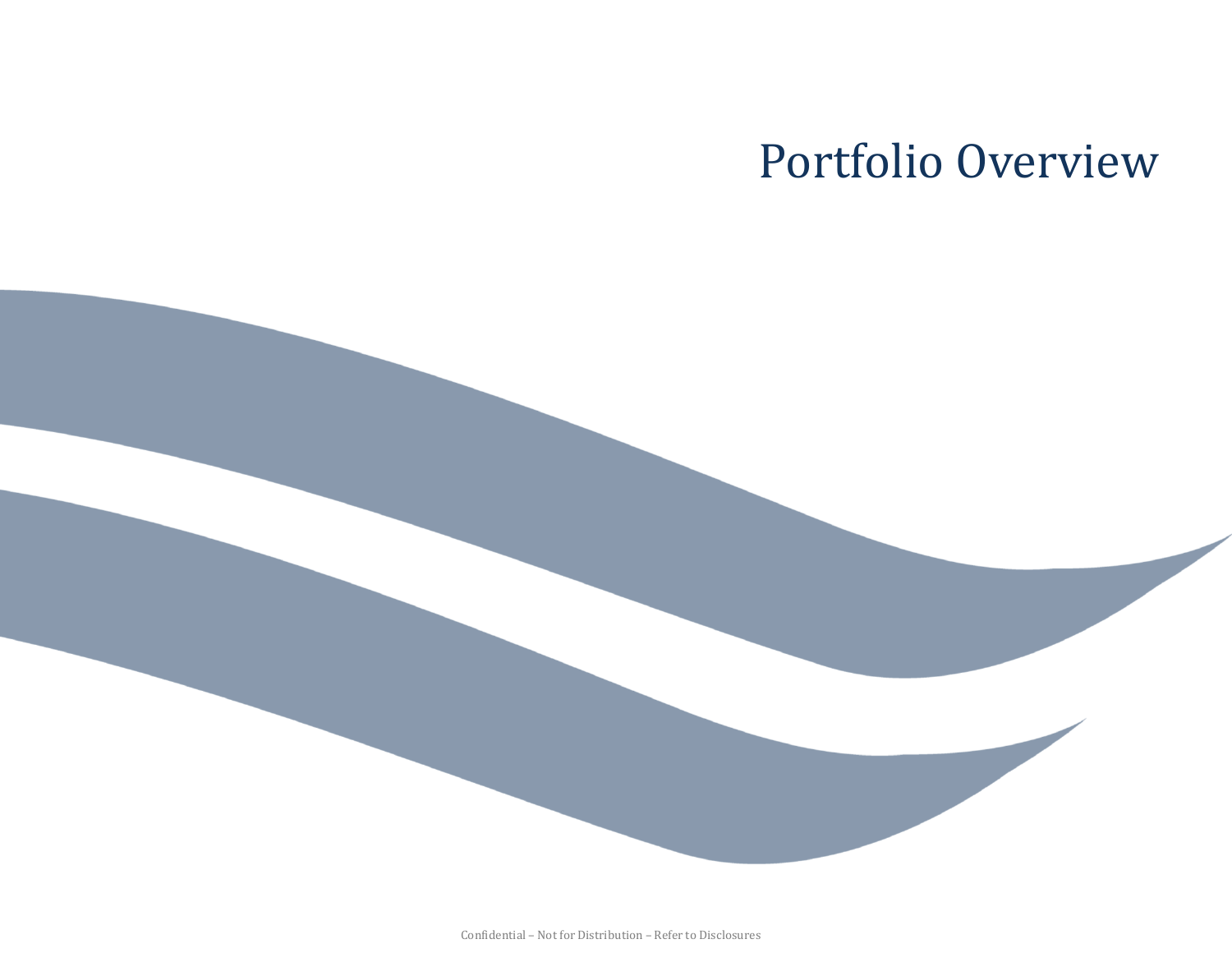# Portfolio Overview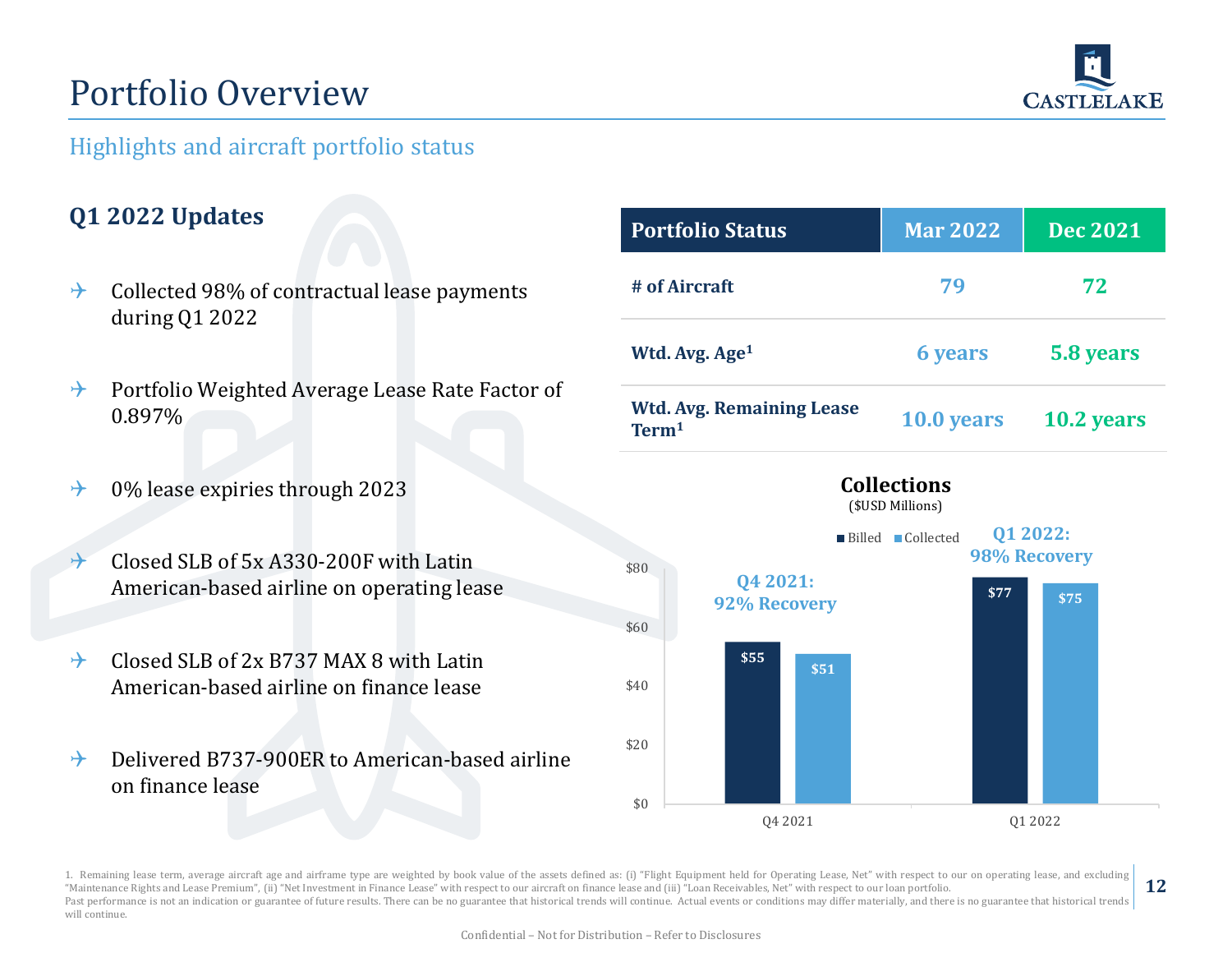// Portfolio Overview

## Highlights and aircraft portfolio status

### Q1 2022 Updates

- Collected 98% of contractual lease payments during Q1 2022
- Portfolio Weighted Average Lease Rate Factor of 0.897%
- 0% lease expiries through 2023
- Closed SLB of 5x A330-200F with Latin American-based airline on operating lease
- Closed SLB of 2x B737 MAX 8 with Latin American-based airline on finance lease
- Delivered B737-900ER to American-based airline on finance lease

| Portfolio Status | Mar 2022 | Dec 2021 |
|---|---|---|
| # of Aircraft | 79 | 72 |
| Wtd. Avg. Age[1] | 6 years | 5.8 years |
| Wtd. Avg. Remaining Lease Term[1] | 10.0 years | 10.2 years |

**Collections**
($USD Millions)

| | Billed | Collected | Recovery |
|---|---|---|---|
| Q4 2021 | $55 | $51 | 92% Recovery |
| Q1 2022 | $77 | $75 | 98% Recovery |

1. Remaining lease term, average aircraft age and airframe type are weighted by book value of the assets defined as: (i) "Flight Equipment held for Operating Lease, Net" with respect to our on operating lease, and excluding "Maintenance Rights and Lease Premium", (ii) "Net Investment in Finance Lease" with respect to our aircraft on finance lease and (iii) "Loan Receivables, Net" with respect to our loan portfolio.
Past performance is not an indication or guarantee of future results. There can be no guarantee that historical trends will continue. Actual events or conditions may differ materially, and there is no guarantee that historical trends will continue.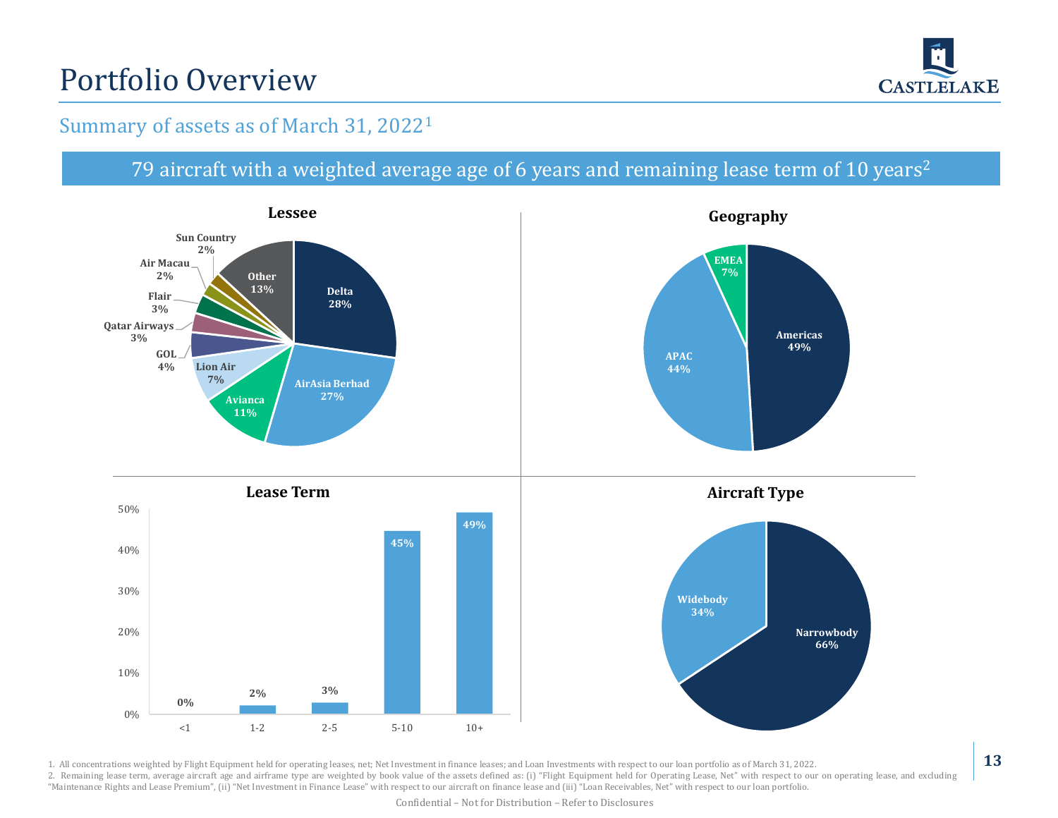# Portfolio Overview

## Summary of assets as of March 31, 2022[1]

**79 aircraft with a weighted average age of 6 years and remaining lease term of 10 years[2]**

### Lessee

| Lessee | % |
|---|---|
| Delta | 28% |
| AirAsia Berhad | 27% |
| Avianca | 11% |
| Lion Air | 7% |
| GOL | 4% |
| Qatar Airways | 3% |
| Flair | 3% |
| Air Macau | 2% |
| Sun Country | 2% |
| Other | 13% |

### Geography

| Region | % |
|---|---|
| Americas | 49% |
| APAC | 44% |
| EMEA | 7% |

### Lease Term

| Years | % |
|---|---|
| <1 | 0% |
| 1-2 | 2% |
| 2-5 | 3% |
| 5-10 | 45% |
| 10+ | 49% |

### Aircraft Type

| Type | % |
|---|---|
| Narrowbody | 66% |
| Widebody | 34% |

1. All concentrations weighted by Flight Equipment held for operating leases, net; Net Investment in finance leases; and Loan Investments with respect to our loan portfolio as of March 31, 2022.
2. Remaining lease term, average aircraft age and airframe type are weighted by book value of the assets defined as: (i) "Flight Equipment held for Operating Lease, Net" with respect to our on operating lease, and excluding "Maintenance Rights and Lease Premium", (ii) "Net Investment in Finance Lease" with respect to our aircraft on finance lease and (iii) "Loan Receivables, Net" with respect to our loan portfolio.

Confidential – Not for Distribution – Refer to Disclosures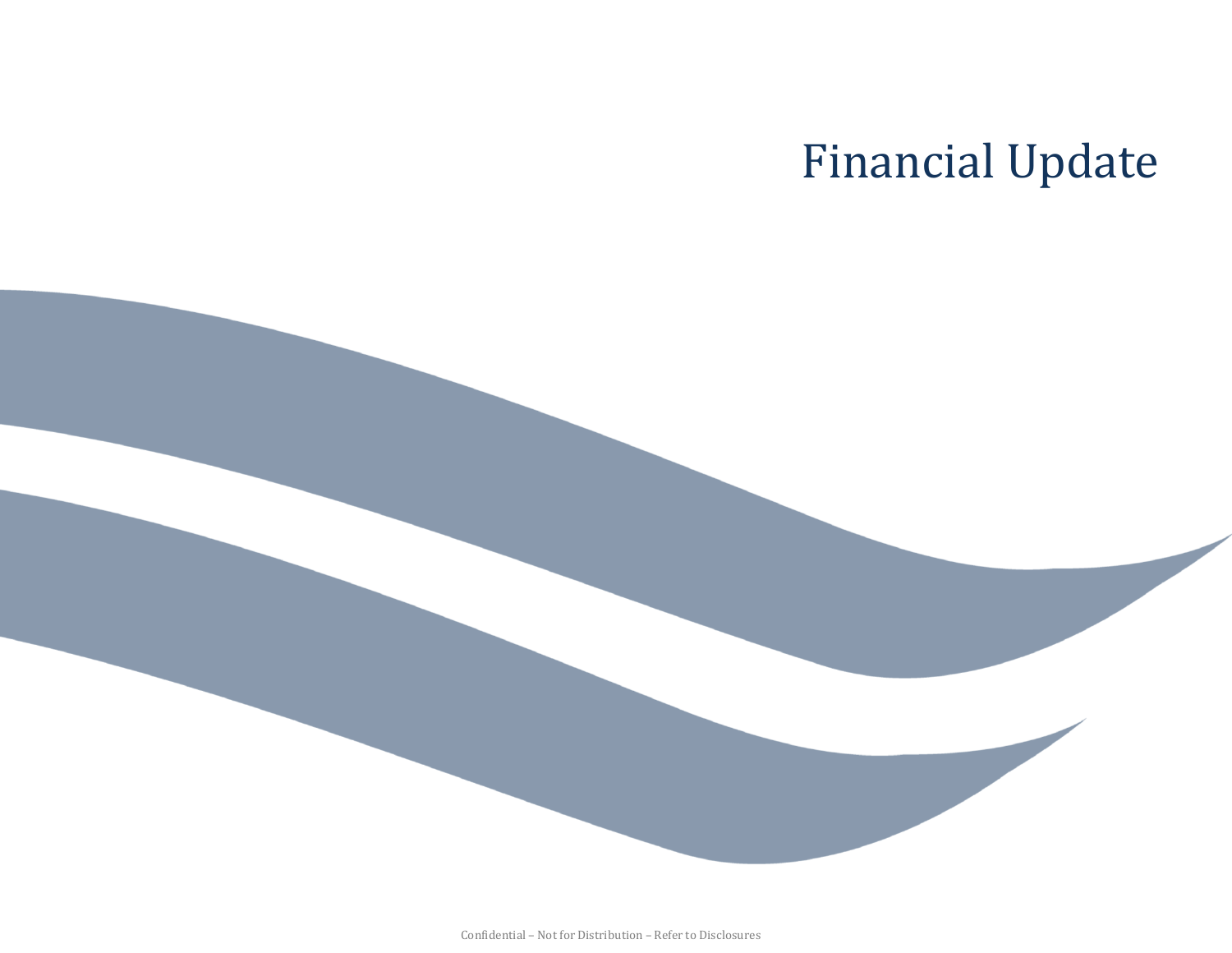# Financial Update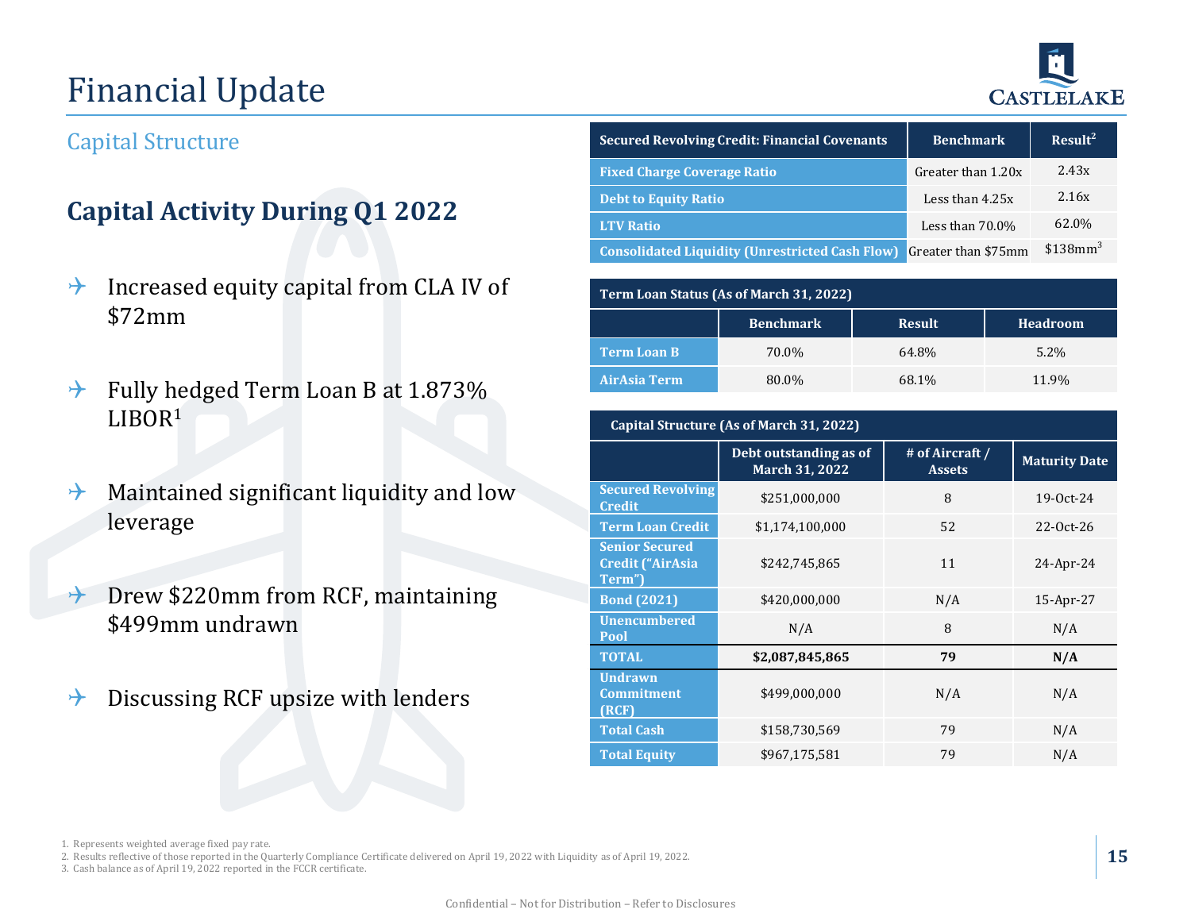# Financial Update

## Capital Structure

### Capital Activity During Q1 2022

- Increased equity capital from CLA IV of $72mm
- Fully hedged Term Loan B at 1.873% LIBOR[1]
- Maintained significant liquidity and low leverage
- Drew $220mm from RCF, maintaining $499mm undrawn
- Discussing RCF upsize with lenders

| Secured Revolving Credit: Financial Covenants | Benchmark | Result[2] |
|---|---|---|
| Fixed Charge Coverage Ratio | Greater than 1.20x | 2.43x |
| Debt to Equity Ratio | Less than 4.25x | 2.16x |
| LTV Ratio | Less than 70.0% | 62.0% |
| Consolidated Liquidity (Unrestricted Cash Flow) | Greater than $75mm | $138mm[3] |

| Term Loan Status (As of March 31, 2022) | | | |
|---|---|---|---|
| | Benchmark | Result | Headroom |
| Term Loan B | 70.0% | 64.8% | 5.2% |
| AirAsia Term | 80.0% | 68.1% | 11.9% |

| Capital Structure (As of March 31, 2022) | | | |
|---|---|---|---|
| | Debt outstanding as of March 31, 2022 | # of Aircraft / Assets | Maturity Date |
| Secured Revolving Credit | $251,000,000 | 8 | 19-Oct-24 |
| Term Loan Credit | $1,174,100,000 | 52 | 22-Oct-26 |
| Senior Secured Credit ("AirAsia Term") | $242,745,865 | 11 | 24-Apr-24 |
| Bond (2021) | $420,000,000 | N/A | 15-Apr-27 |
| Unencumbered Pool | N/A | 8 | N/A |
| **TOTAL** | **$2,087,845,865** | **79** | **N/A** |
| Undrawn Commitment (RCF) | $499,000,000 | N/A | N/A |
| Total Cash | $158,730,569 | 79 | N/A |
| Total Equity | $967,175,581 | 79 | N/A |

1. Represents weighted average fixed pay rate.
2. Results reflective of those reported in the Quarterly Compliance Certificate delivered on April 19, 2022 with Liquidity as of April 19, 2022.
3. Cash balance as of April 19, 2022 reported in the FCCR certificate.

Confidential – Not for Distribution – Refer to Disclosures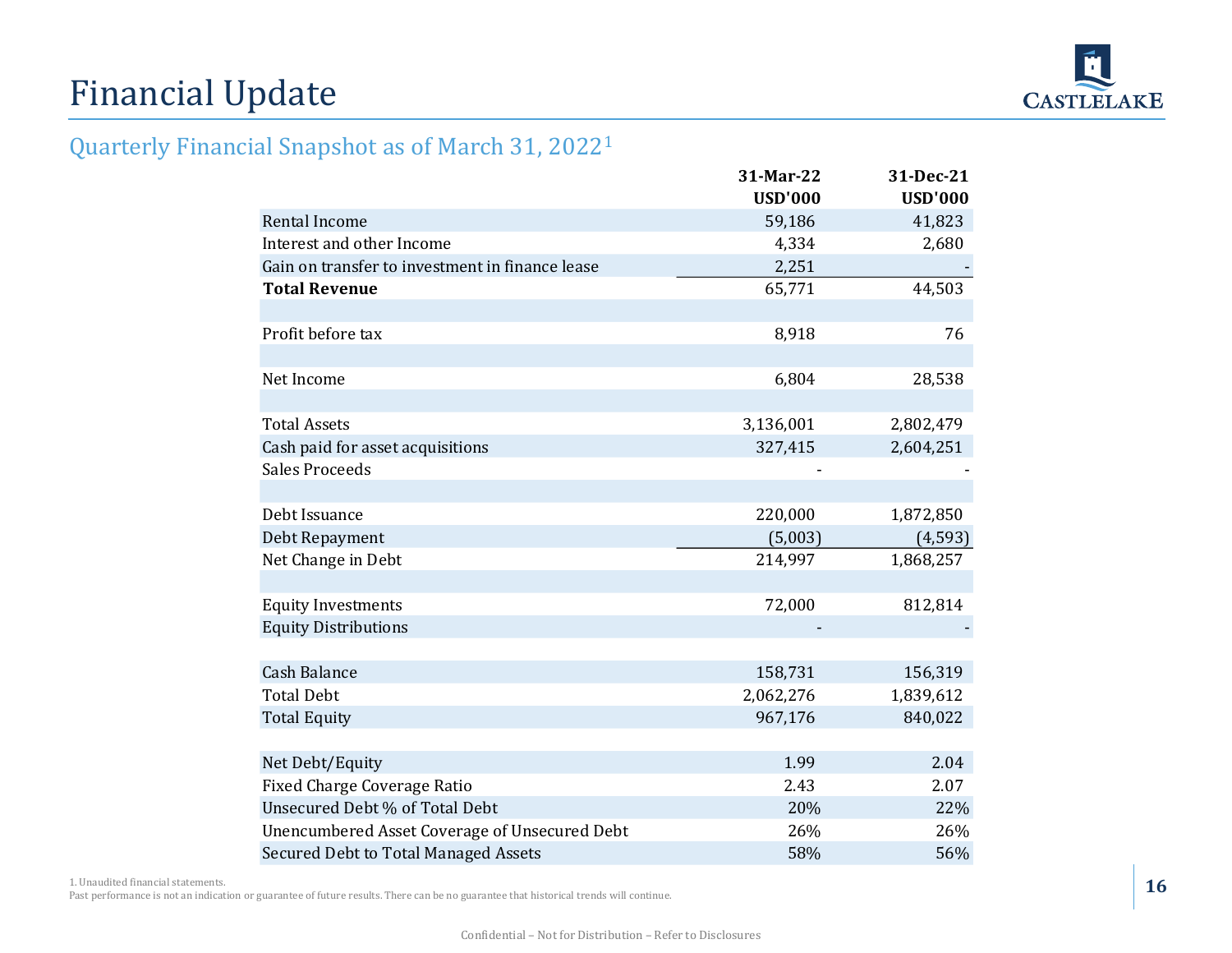# Financial Update

## Quarterly Financial Snapshot as of March 31, 2022[1]

| | 31-Mar-22 USD'000 | 31-Dec-21 USD'000 |
|---|---|---|
| Rental Income | 59,186 | 41,823 |
| Interest and other Income | 4,334 | 2,680 |
| Gain on transfer to investment in finance lease | 2,251 | - |
| **Total Revenue** | 65,771 | 44,503 |
| | | |
| Profit before tax | 8,918 | 76 |
| | | |
| Net Income | 6,804 | 28,538 |
| | | |
| Total Assets | 3,136,001 | 2,802,479 |
| Cash paid for asset acquisitions | 327,415 | 2,604,251 |
| Sales Proceeds | - | - |
| | | |
| Debt Issuance | 220,000 | 1,872,850 |
| Debt Repayment | (5,003) | (4,593) |
| Net Change in Debt | 214,997 | 1,868,257 |
| | | |
| Equity Investments | 72,000 | 812,814 |
| Equity Distributions | - | - |
| | | |
| Cash Balance | 158,731 | 156,319 |
| Total Debt | 2,062,276 | 1,839,612 |
| Total Equity | 967,176 | 840,022 |
| | | |
| Net Debt/Equity | 1.99 | 2.04 |
| Fixed Charge Coverage Ratio | 2.43 | 2.07 |
| Unsecured Debt % of Total Debt | 20% | 22% |
| Unencumbered Asset Coverage of Unsecured Debt | 26% | 26% |
| Secured Debt to Total Managed Assets | 58% | 56% |

1. Unaudited financial statements.
Past performance is not an indication or guarantee of future results. There can be no guarantee that historical trends will continue.

Confidential – Not for Distribution – Refer to Disclosures